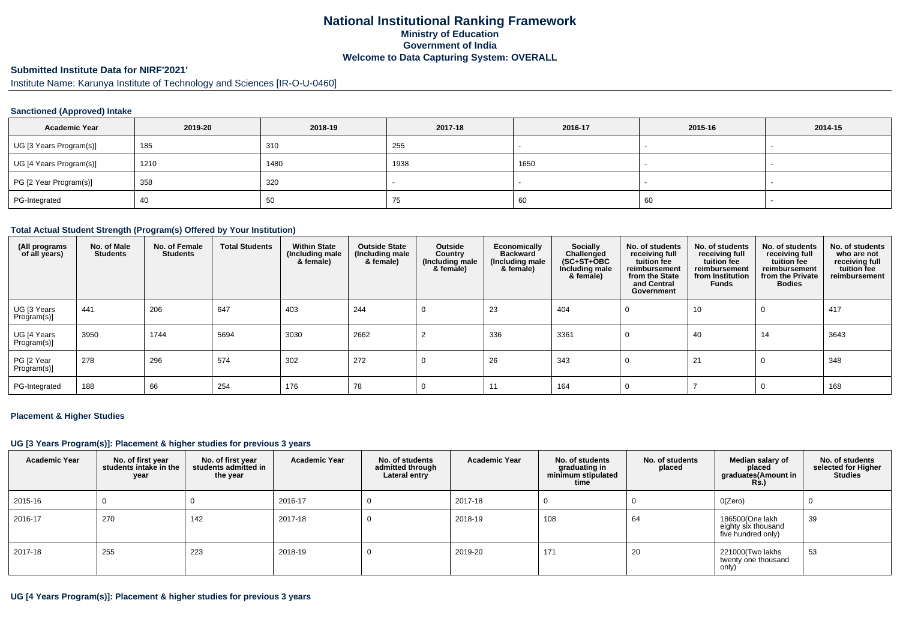# National Institutional Ranking Framework

## Ministry of Education

## Government of India

## Welcome to Data Capturing System: OVERALL

**Submitted Institute Data for NIRF'2021'**

Institute Name: Karunya Institute of Technology and Sciences [IR-O-U-0460]

### Sanctioned (Approved) Intake

| Academic Year | 2019-20 | 2018-19 | 2017-18 | 2016-17 | 2015-16 | 2014-15 |
|---|---|---|---|---|---|---|
| UG [3 Years Program(s)] | 185 | 310 | 255 | - | - | - |
| UG [4 Years Program(s)] | 1210 | 1480 | 1938 | 1650 | - | - |
| PG [2 Year Program(s)] | 358 | 320 | - | - | - | - |
| PG-Integrated | 40 | 50 | 75 | 60 | 60 | - |

### Total Actual Student Strength (Program(s) Offered by Your Institution)

| (All programs of all years) | No. of Male Students | No. of Female Students | Total Students | Within State (Including male & female) | Outside State (Including male & female) | Outside Country (Including male & female) | Economically Backward (Including male & female) | Socially Challenged (SC+ST+OBC Including male & female) | No. of students receiving full tuition fee reimbursement from the State and Central Government | No. of students receiving full tuition fee reimbursement from Institution Funds | No. of students receiving full tuition fee reimbursement from the Private Bodies | No. of students who are not receiving full tuition fee reimbursement |
|---|---|---|---|---|---|---|---|---|---|---|---|---|
| UG [3 Years Program(s)] | 441 | 206 | 647 | 403 | 244 | 0 | 23 | 404 | 0 | 10 | 0 | 417 |
| UG [4 Years Program(s)] | 3950 | 1744 | 5694 | 3030 | 2662 | 2 | 336 | 3361 | 0 | 40 | 14 | 3643 |
| PG [2 Year Program(s)] | 278 | 296 | 574 | 302 | 272 | 0 | 26 | 343 | 0 | 21 | 0 | 348 |
| PG-Integrated | 188 | 66 | 254 | 176 | 78 | 0 | 11 | 164 | 0 | 7 | 0 | 168 |

### Placement & Higher Studies

#### UG [3 Years Program(s)]: Placement & higher studies for previous 3 years

| Academic Year | No. of first year students intake in the year | No. of first year students admitted in the year | Academic Year | No. of students admitted through Lateral entry | Academic Year | No. of students graduating in minimum stipulated time | No. of students placed | Median salary of placed graduates(Amount in Rs.) | No. of students selected for Higher Studies |
|---|---|---|---|---|---|---|---|---|---|
| 2015-16 | 0 | 0 | 2016-17 | 0 | 2017-18 | 0 | 0 | 0(Zero) | 0 |
| 2016-17 | 270 | 142 | 2017-18 | 0 | 2018-19 | 108 | 64 | 186500(One lakh eighty six thousand five hundred only) | 39 |
| 2017-18 | 255 | 223 | 2018-19 | 0 | 2019-20 | 171 | 20 | 221000(Two lakhs twenty one thousand only) | 53 |

#### UG [4 Years Program(s)]: Placement & higher studies for previous 3 years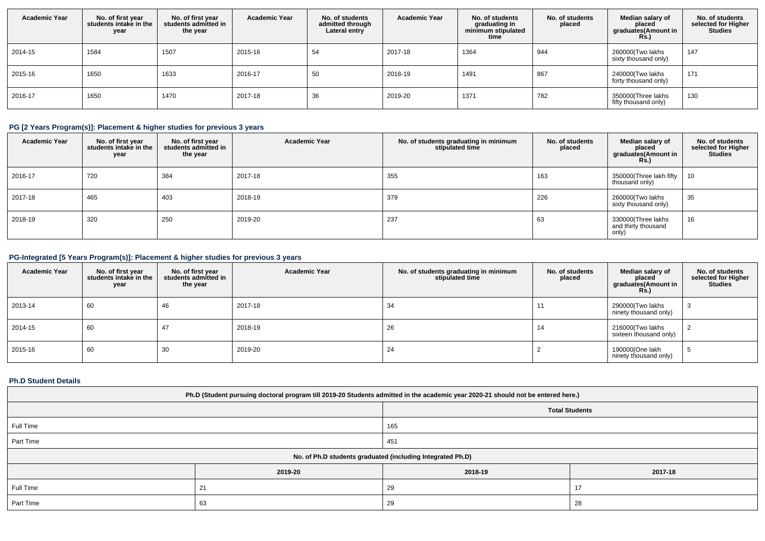| Academic Year | No. of first year students intake in the year | No. of first year students admitted in the year | Academic Year | No. of students admitted through Lateral entry | Academic Year | No. of students graduating in minimum stipulated time | No. of students placed | Median salary of placed graduates(Amount in Rs.) | No. of students selected for Higher Studies |
|---|---|---|---|---|---|---|---|---|---|
| 2014-15 | 1584 | 1507 | 2015-16 | 54 | 2017-18 | 1364 | 944 | 260000(Two lakhs sixty thousand only) | 147 |
| 2015-16 | 1650 | 1633 | 2016-17 | 50 | 2018-19 | 1491 | 867 | 240000(Two lakhs forty thousand only) | 171 |
| 2016-17 | 1650 | 1470 | 2017-18 | 36 | 2019-20 | 1371 | 782 | 350000(Three lakhs fifty thousand only) | 130 |

## PG [2 Years Program(s)]: Placement & higher studies for previous 3 years

| Academic Year | No. of first year students intake in the year | No. of first year students admitted in the year | Academic Year | No. of students graduating in minimum stipulated time | No. of students placed | Median salary of placed graduates(Amount in Rs.) | No. of students selected for Higher Studies |
|---|---|---|---|---|---|---|---|
| 2016-17 | 720 | 384 | 2017-18 | 355 | 163 | 350000(Three lakh fifty thousand only) | 10 |
| 2017-18 | 465 | 403 | 2018-19 | 379 | 226 | 260000(Two lakhs sixty thousand only) | 35 |
| 2018-19 | 320 | 250 | 2019-20 | 237 | 63 | 330000(Three lakhs and thirty thousand only) | 16 |

## PG-Integrated [5 Years Program(s)]: Placement & higher studies for previous 3 years

| Academic Year | No. of first year students intake in the year | No. of first year students admitted in the year | Academic Year | No. of students graduating in minimum stipulated time | No. of students placed | Median salary of placed graduates(Amount in Rs.) | No. of students selected for Higher Studies |
|---|---|---|---|---|---|---|---|
| 2013-14 | 60 | 46 | 2017-18 | 34 | 11 | 290000(Two lakhs ninety thousand only) | 3 |
| 2014-15 | 60 | 47 | 2018-19 | 26 | 14 | 216000(Two lakhs sixteen thousand only) | 2 |
| 2015-16 | 60 | 30 | 2019-20 | 24 | 2 | 190000(One lakh ninety thousand only) | 5 |

## Ph.D Student Details

| Ph.D (Student pursuing doctoral program till 2019-20 Students admitted in the academic year 2020-21 should not be entered here.) | | |
|---|---|---|
| | Total Students | |
| Full Time | 165 | |
| Part Time | 451 | |
| No. of Ph.D students graduated (including Integrated Ph.D) | | |
| | 2019-20 | 2018-19 | 2017-18 |
| Full Time | 21 | 29 | 17 |
| Part Time | 63 | 29 | 28 |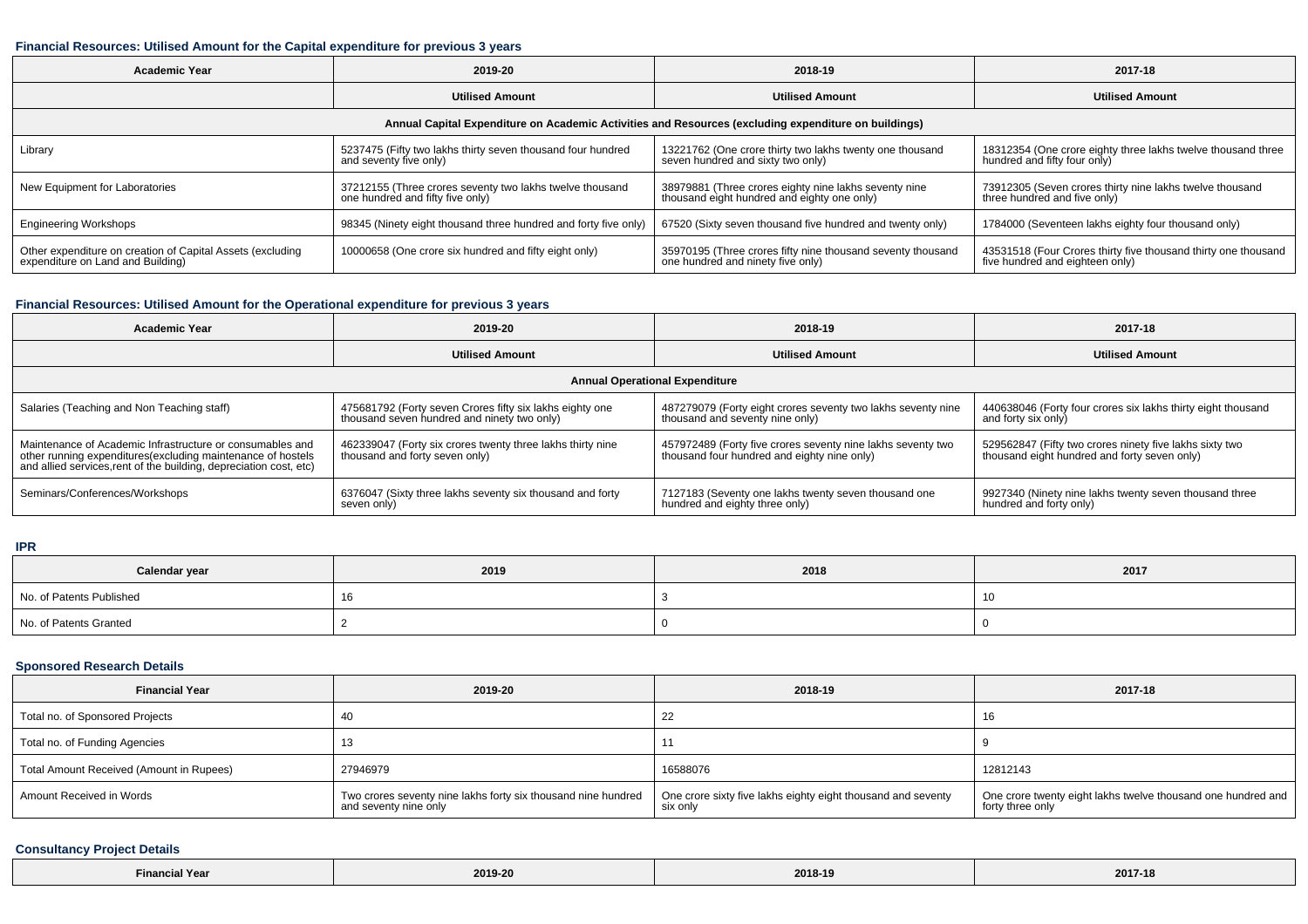#### Financial Resources: Utilised Amount for the Capital expenditure for previous 3 years

| Academic Year | 2019-20 | 2018-19 | 2017-18 |
|---|---|---|---|
| | Utilised Amount | Utilised Amount | Utilised Amount |
| Annual Capital Expenditure on Academic Activities and Resources (excluding expenditure on buildings) | | | |
| Library | 5237475 (Fifty two lakhs thirty seven thousand four hundred and seventy five only) | 13221762 (One crore thirty two lakhs twenty one thousand seven hundred and sixty two only) | 18312354 (One crore eighty three lakhs twelve thousand three hundred and fifty four only) |
| New Equipment for Laboratories | 37212155 (Three crores seventy two lakhs twelve thousand one hundred and fifty five only) | 38979881 (Three crores eighty nine lakhs seventy nine thousand eight hundred and eighty one only) | 73912305 (Seven crores thirty nine lakhs twelve thousand three hundred and five only) |
| Engineering Workshops | 98345 (Ninety eight thousand three hundred and forty five only) | 67520 (Sixty seven thousand five hundred and twenty only) | 1784000 (Seventeen lakhs eighty four thousand only) |
| Other expenditure on creation of Capital Assets (excluding expenditure on Land and Building) | 10000658 (One crore six hundred and fifty eight only) | 35970195 (Three crores fifty nine thousand seventy thousand one hundred and ninety five only) | 43531518 (Four Crores thirty five thousand thirty one thousand five hundred and eighteen only) |

#### Financial Resources: Utilised Amount for the Operational expenditure for previous 3 years

| Academic Year | 2019-20 | 2018-19 | 2017-18 |
|---|---|---|---|
| | Utilised Amount | Utilised Amount | Utilised Amount |
| Annual Operational Expenditure | | | |
| Salaries (Teaching and Non Teaching staff) | 475681792 (Forty seven Crores fifty six lakhs eighty one thousand seven hundred and ninety two only) | 487279079 (Forty eight crores seventy two lakhs seventy nine thousand and seventy nine only) | 440638046 (Forty four crores six lakhs thirty eight thousand and forty six only) |
| Maintenance of Academic Infrastructure or consumables and other running expenditures(excluding maintenance of hostels and allied services,rent of the building, depreciation cost, etc) | 462339047 (Forty six crores twenty three lakhs thirty nine thousand and forty seven only) | 457972489 (Forty five crores seventy nine lakhs seventy two thousand four hundred and eighty nine only) | 529562847 (Fifty two crores ninety five lakhs sixty two thousand eight hundred and forty seven only) |
| Seminars/Conferences/Workshops | 6376047 (Sixty three lakhs seventy six thousand and forty seven only) | 7127183 (Seventy one lakhs twenty seven thousand one hundred and eighty three only) | 9927340 (Ninety nine lakhs twenty seven thousand three hundred and forty only) |

#### IPR

| Calendar year | 2019 | 2018 | 2017 |
|---|---|---|---|
| No. of Patents Published | 16 | 3 | 10 |
| No. of Patents Granted | 2 | 0 | 0 |

#### Sponsored Research Details

| Financial Year | 2019-20 | 2018-19 | 2017-18 |
|---|---|---|---|
| Total no. of Sponsored Projects | 40 | 22 | 16 |
| Total no. of Funding Agencies | 13 | 11 | 9 |
| Total Amount Received (Amount in Rupees) | 27946979 | 16588076 | 12812143 |
| Amount Received in Words | Two crores seventy nine lakhs forty six thousand nine hundred and seventy nine only | One crore sixty five lakhs eighty eight thousand and seventy six only | One crore twenty eight lakhs twelve thousand one hundred and forty three only |

#### Consultancy Project Details

| Financial Year | 2019-20 | 2018-19 | 2017-18 |
|---|---|---|---|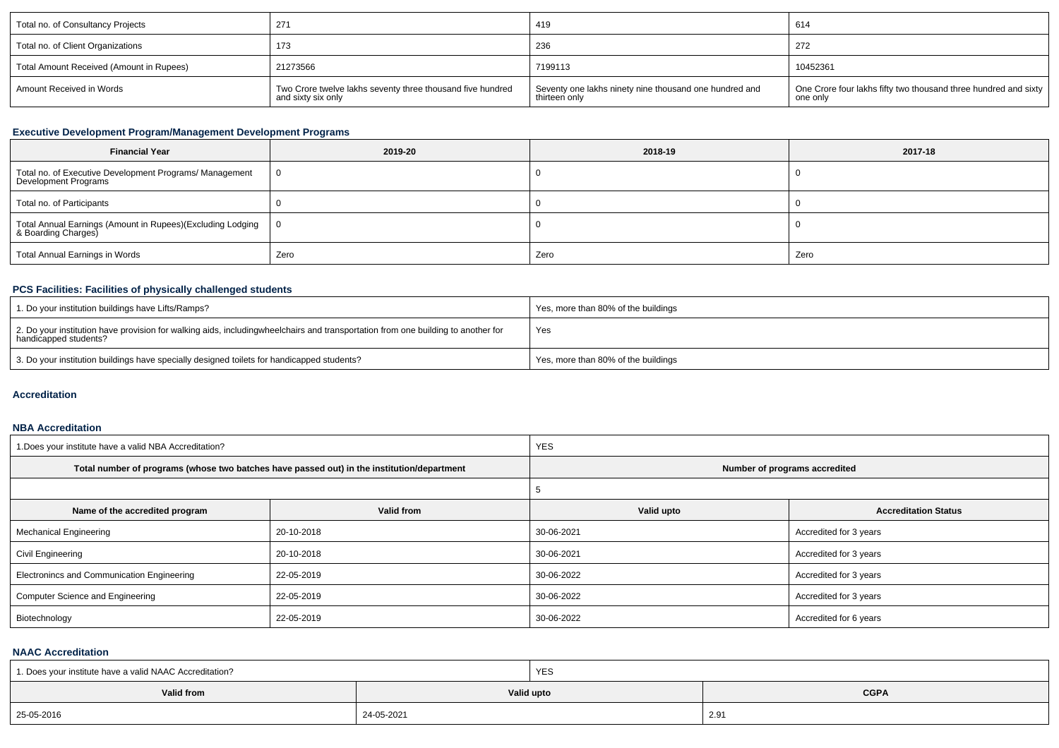| | | | |
|---|---|---|---|
| Total no. of Consultancy Projects | 271 | 419 | 614 |
| Total no. of Client Organizations | 173 | 236 | 272 |
| Total Amount Received (Amount in Rupees) | 21273566 | 7199113 | 10452361 |
| Amount Received in Words | Two Crore twelve lakhs seventy three thousand five hundred and sixty six only | Seventy one lakhs ninety nine thousand one hundred and thirteen only | One Crore four lakhs fifty two thousand three hundred and sixty one only |

### Executive Development Program/Management Development Programs

| Financial Year | 2019-20 | 2018-19 | 2017-18 |
|---|---|---|---|
| Total no. of Executive Development Programs/ Management Development Programs | 0 | 0 | 0 |
| Total no. of Participants | 0 | 0 | 0 |
| Total Annual Earnings (Amount in Rupees)(Excluding Lodging & Boarding Charges) | 0 | 0 | 0 |
| Total Annual Earnings in Words | Zero | Zero | Zero |

### PCS Facilities: Facilities of physically challenged students

| | |
|---|---|
| 1. Do your institution buildings have Lifts/Ramps? | Yes, more than 80% of the buildings |
| 2. Do your institution have provision for walking aids, includingwheelchairs and transportation from one building to another for handicapped students? | Yes |
| 3. Do your institution buildings have specially designed toilets for handicapped students? | Yes, more than 80% of the buildings |

### Accreditation

### NBA Accreditation

| | | | |
|---|---|---|---|
| 1.Does your institute have a valid NBA Accreditation? | | YES | |
| Total number of programs (whose two batches have passed out) in the institution/department | | Number of programs accredited | |
| | | 5 | |
| **Name of the accredited program** | **Valid from** | **Valid upto** | **Accreditation Status** |
| Mechanical Engineering | 20-10-2018 | 30-06-2021 | Accredited for 3 years |
| Civil Engineering | 20-10-2018 | 30-06-2021 | Accredited for 3 years |
| Electronincs and Communication Engineering | 22-05-2019 | 30-06-2022 | Accredited for 3 years |
| Computer Science and Engineering | 22-05-2019 | 30-06-2022 | Accredited for 3 years |
| Biotechnology | 22-05-2019 | 30-06-2022 | Accredited for 6 years |

### NAAC Accreditation

| | | |
|---|---|---|
| 1. Does your institute have a valid NAAC Accreditation? | | YES |
| **Valid from** | **Valid upto** | **CGPA** |
| 25-05-2016 | 24-05-2021 | 2.91 |